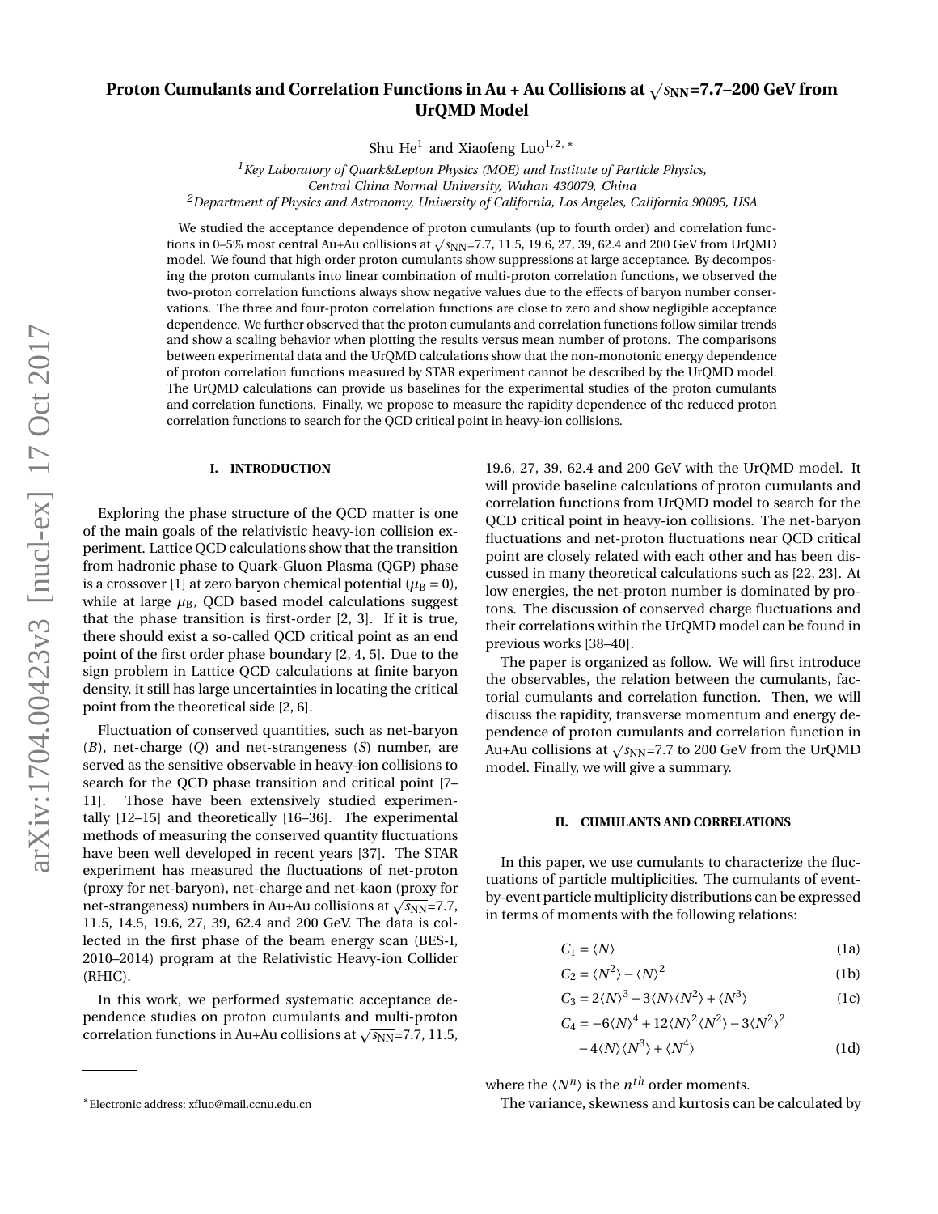# Proton Cumulants and Correlation Functions in Au + Au Collisions at $\sqrt{s_{\rm NN}}$=7.7–200 GeV from UrQMD Model

Shu He[1] and Xiaofeng Luo[1,2,*]

[1]*Key Laboratory of Quark&Lepton Physics (MOE) and Institute of Particle Physics, Central China Normal University, Wuhan 430079, China*

[2]*Department of Physics and Astronomy, University of California, Los Angeles, California 90095, USA*

We studied the acceptance dependence of proton cumulants (up to fourth order) and correlation functions in 0–5% most central Au+Au collisions at $\sqrt{s_{\rm NN}}$=7.7, 11.5, 19.6, 27, 39, 62.4 and 200 GeV from UrQMD model. We found that high order proton cumulants show suppressions at large acceptance. By decomposing the proton cumulants into linear combination of multi-proton correlation functions, we observed the two-proton correlation functions always show negative values due to the effects of baryon number conservations. The three and four-proton correlation functions are close to zero and show negligible acceptance dependence. We further observed that the proton cumulants and correlation functions follow similar trends and show a scaling behavior when plotting the results versus mean number of protons. The comparisons between experimental data and the UrQMD calculations show that the non-monotonic energy dependence of proton correlation functions measured by STAR experiment cannot be described by the UrQMD model. The UrQMD calculations can provide us baselines for the experimental studies of the proton cumulants and correlation functions. Finally, we propose to measure the rapidity dependence of the reduced proton correlation functions to search for the QCD critical point in heavy-ion collisions.

## I. INTRODUCTION

Exploring the phase structure of the QCD matter is one of the main goals of the relativistic heavy-ion collision experiment. Lattice QCD calculations show that the transition from hadronic phase to Quark-Gluon Plasma (QGP) phase is a crossover [1] at zero baryon chemical potential ($\mu_{\rm B}=0$), while at large $\mu_{\rm B}$, QCD based model calculations suggest that the phase transition is first-order [2, 3]. If it is true, there should exist a so-called QCD critical point as an end point of the first order phase boundary [2, 4, 5]. Due to the sign problem in Lattice QCD calculations at finite baryon density, it still has large uncertainties in locating the critical point from the theoretical side [2, 6].

Fluctuation of conserved quantities, such as net-baryon ($B$), net-charge ($Q$) and net-strangeness ($S$) number, are served as the sensitive observable in heavy-ion collisions to search for the QCD phase transition and critical point [7–11]. Those have been extensively studied experimentally [12–15] and theoretically [16–36]. The experimental methods of measuring the conserved quantity fluctuations have been well developed in recent years [37]. The STAR experiment has measured the fluctuations of net-proton (proxy for net-baryon), net-charge and net-kaon (proxy for net-strangeness) numbers in Au+Au collisions at $\sqrt{s_{\rm NN}}$=7.7, 11.5, 14.5, 19.6, 27, 39, 62.4 and 200 GeV. The data is collected in the first phase of the beam energy scan (BES-I, 2010–2014) program at the Relativistic Heavy-ion Collider (RHIC).

In this work, we performed systematic acceptance dependence studies on proton cumulants and multi-proton correlation functions in Au+Au collisions at $\sqrt{s_{\rm NN}}$=7.7, 11.5, 19.6, 27, 39, 62.4 and 200 GeV with the UrQMD model. It will provide baseline calculations of proton cumulants and correlation functions from UrQMD model to search for the QCD critical point in heavy-ion collisions. The net-baryon fluctuations and net-proton fluctuations near QCD critical point are closely related with each other and has been discussed in many theoretical calculations such as [22, 23]. At low energies, the net-proton number is dominated by protons. The discussion of conserved charge fluctuations and their correlations within the UrQMD model can be found in previous works [38–40].

The paper is organized as follow. We will first introduce the observables, the relation between the cumulants, factorial cumulants and correlation function. Then, we will discuss the rapidity, transverse momentum and energy dependence of proton cumulants and correlation function in Au+Au collisions at $\sqrt{s_{\rm NN}}$=7.7 to 200 GeV from the UrQMD model. Finally, we will give a summary.

## II. CUMULANTS AND CORRELATIONS

In this paper, we use cumulants to characterize the fluctuations of particle multiplicities. The cumulants of event-by-event particle multiplicity distributions can be expressed in terms of moments with the following relations:

$$C_1 = \langle N\rangle \tag{1a}$$

$$C_2 = \langle N^2\rangle - \langle N\rangle^2 \tag{1b}$$

$$C_3 = 2\langle N\rangle^3 - 3\langle N\rangle\langle N^2\rangle + \langle N^3\rangle \tag{1c}$$

$$C_4 = -6\langle N\rangle^4 + 12\langle N\rangle^2\langle N^2\rangle - 3\langle N^2\rangle^2 - 4\langle N\rangle\langle N^3\rangle + \langle N^4\rangle \tag{1d}$$

where the $\langle N^n\rangle$ is the $n^{th}$ order moments.

The variance, skewness and kurtosis can be calculated by

*Electronic address: xfluo@mail.ccnu.edu.cn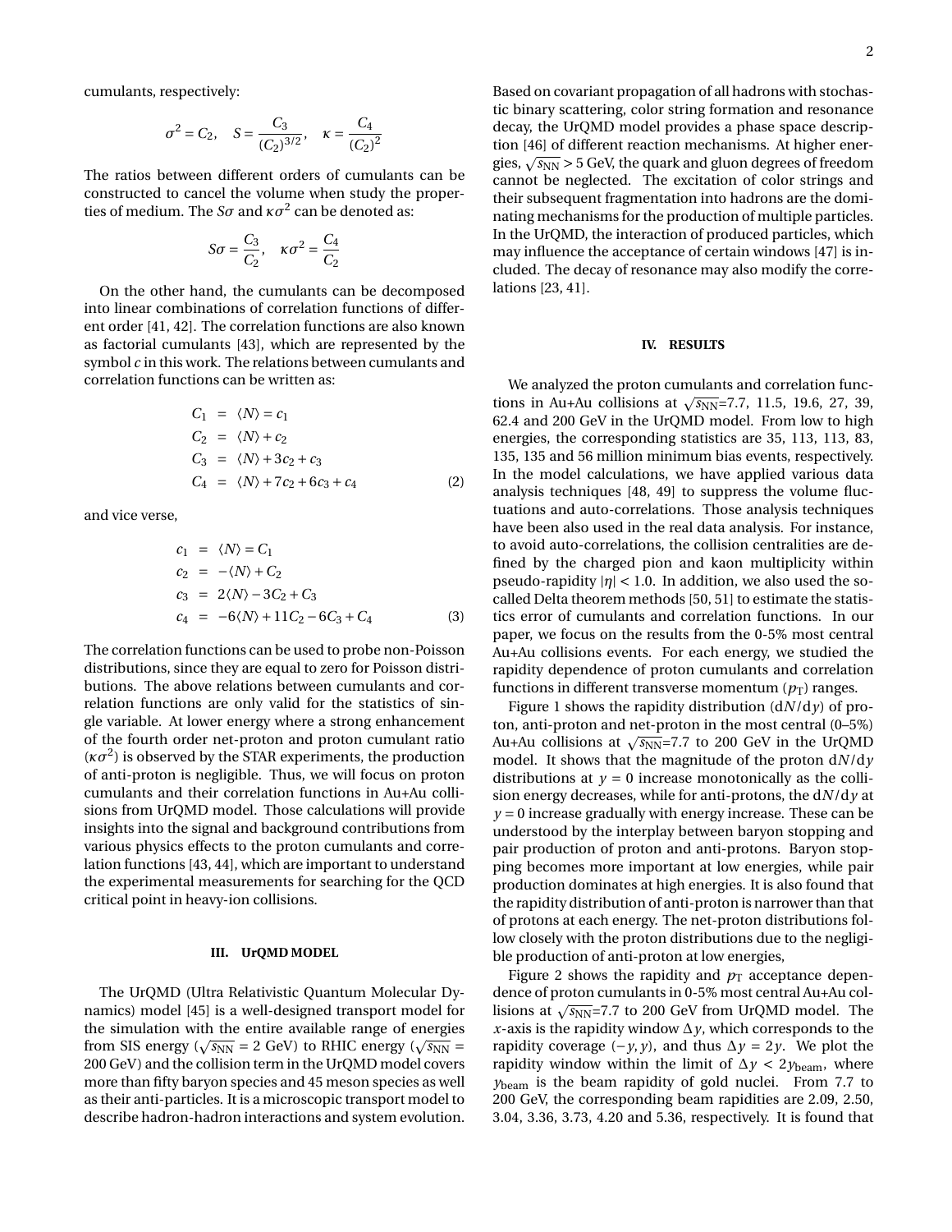cumulants, respectively:

$$\sigma^2 = C_2, \quad S = \frac{C_3}{(C_2)^{3/2}}, \quad \kappa = \frac{C_4}{(C_2)^2}$$

The ratios between different orders of cumulants can be constructed to cancel the volume when study the properties of medium. The $S\sigma$ and $\kappa\sigma^2$ can be denoted as:

$$S\sigma = \frac{C_3}{C_2}, \quad \kappa\sigma^2 = \frac{C_4}{C_2}$$

On the other hand, the cumulants can be decomposed into linear combinations of correlation functions of different order [41, 42]. The correlation functions are also known as factorial cumulants [43], which are represented by the symbol $c$ in this work. The relations between cumulants and correlation functions can be written as:

$$\begin{aligned}
C_1 &= \langle N \rangle = c_1 \\
C_2 &= \langle N \rangle + c_2 \\
C_3 &= \langle N \rangle + 3c_2 + c_3 \\
C_4 &= \langle N \rangle + 7c_2 + 6c_3 + c_4
\end{aligned} \tag{2}$$

and vice verse,

$$\begin{aligned}
c_1 &= \langle N \rangle = C_1 \\
c_2 &= -\langle N \rangle + C_2 \\
c_3 &= 2\langle N \rangle - 3C_2 + C_3 \\
c_4 &= -6\langle N \rangle + 11C_2 - 6C_3 + C_4
\end{aligned} \tag{3}$$

The correlation functions can be used to probe non-Poisson distributions, since they are equal to zero for Poisson distributions. The above relations between cumulants and correlation functions are only valid for the statistics of single variable. At lower energy where a strong enhancement of the fourth order net-proton and proton cumulant ratio ($\kappa\sigma^2$) is observed by the STAR experiments, the production of anti-proton is negligible. Thus, we will focus on proton cumulants and their correlation functions in Au+Au collisions from UrQMD model. Those calculations will provide insights into the signal and background contributions from various physics effects to the proton cumulants and correlation functions [43, 44], which are important to understand the experimental measurements for searching for the QCD critical point in heavy-ion collisions.

## III. UrQMD MODEL

The UrQMD (Ultra Relativistic Quantum Molecular Dynamics) model [45] is a well-designed transport model for the simulation with the entire available range of energies from SIS energy ($\sqrt{s_{\rm NN}}$ = 2 GeV) to RHIC energy ($\sqrt{s_{\rm NN}}$ = 200 GeV) and the collision term in the UrQMD model covers more than fifty baryon species and 45 meson species as well as their anti-particles. It is a microscopic transport model to describe hadron-hadron interactions and system evolution. Based on covariant propagation of all hadrons with stochastic binary scattering, color string formation and resonance decay, the UrQMD model provides a phase space description [46] of different reaction mechanisms. At higher energies, $\sqrt{s_{\rm NN}} > 5$ GeV, the quark and gluon degrees of freedom cannot be neglected. The excitation of color strings and their subsequent fragmentation into hadrons are the dominating mechanisms for the production of multiple particles. In the UrQMD, the interaction of produced particles, which may influence the acceptance of certain windows [47] is included. The decay of resonance may also modify the correlations [23, 41].

## IV. RESULTS

We analyzed the proton cumulants and correlation functions in Au+Au collisions at $\sqrt{s_{\rm NN}}$=7.7, 11.5, 19.6, 27, 39, 62.4 and 200 GeV in the UrQMD model. From low to high energies, the corresponding statistics are 35, 113, 113, 83, 135, 135 and 56 million minimum bias events, respectively. In the model calculations, we have applied various data analysis techniques [48, 49] to suppress the volume fluctuations and auto-correlations. Those analysis techniques have been also used in the real data analysis. For instance, to avoid auto-correlations, the collision centralities are defined by the charged pion and kaon multiplicity within pseudo-rapidity $|\eta| < 1.0$. In addition, we also used the so-called Delta theorem methods [50, 51] to estimate the statistics error of cumulants and correlation functions. In our paper, we focus on the results from the 0-5% most central Au+Au collisions events. For each energy, we studied the rapidity dependence of proton cumulants and correlation functions in different transverse momentum ($p_{\rm T}$) ranges.

Figure 1 shows the rapidity distribution ($\mathrm{d}N/\mathrm{d}y$) of proton, anti-proton and net-proton in the most central (0–5%) Au+Au collisions at $\sqrt{s_{\rm NN}}$=7.7 to 200 GeV in the UrQMD model. It shows that the magnitude of the proton $\mathrm{d}N/\mathrm{d}y$ distributions at $y = 0$ increase monotonically as the collision energy decreases, while for anti-protons, the $\mathrm{d}N/\mathrm{d}y$ at $y = 0$ increase gradually with energy increase. These can be understood by the interplay between baryon stopping and pair production of proton and anti-protons. Baryon stopping becomes more important at low energies, while pair production dominates at high energies. It is also found that the rapidity distribution of anti-proton is narrower than that of protons at each energy. The net-proton distributions follow closely with the proton distributions due to the negligible production of anti-proton at low energies,

Figure 2 shows the rapidity and $p_{\rm T}$ acceptance dependence of proton cumulants in 0-5% most central Au+Au collisions at $\sqrt{s_{\rm NN}}$=7.7 to 200 GeV from UrQMD model. The $x$-axis is the rapidity window $\Delta y$, which corresponds to the rapidity coverage $(-y, y)$, and thus $\Delta y = 2y$. We plot the rapidity window within the limit of $\Delta y < 2y_{\rm beam}$, where $y_{\rm beam}$ is the beam rapidity of gold nuclei. From 7.7 to 200 GeV, the corresponding beam rapidities are 2.09, 2.50, 3.04, 3.36, 3.73, 4.20 and 5.36, respectively. It is found that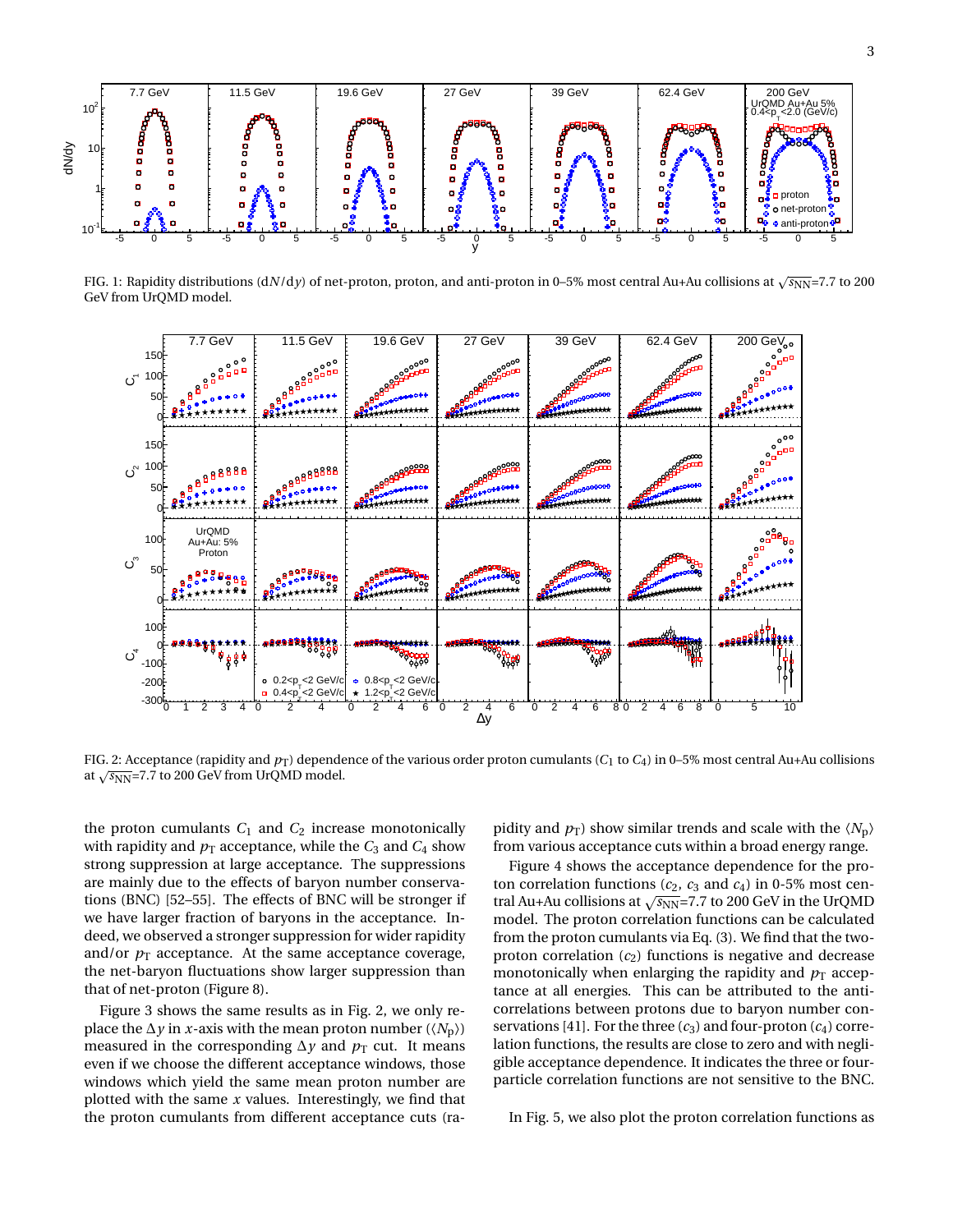FIG. 1: Rapidity distributions ($dN/dy$) of net-proton, proton, and anti-proton in 0–5% most central Au+Au collisions at $\sqrt{s_{NN}}$=7.7 to 200 GeV from UrQMD model.

FIG. 2: Acceptance (rapidity and $p_T$) dependence of the various order proton cumulants ($C_1$ to $C_4$) in 0–5% most central Au+Au collisions at $\sqrt{s_{NN}}$=7.7 to 200 GeV from UrQMD model.

the proton cumulants $C_1$ and $C_2$ increase monotonically with rapidity and $p_T$ acceptance, while the $C_3$ and $C_4$ show strong suppression at large acceptance. The suppressions are mainly due to the effects of baryon number conservations (BNC) [52–55]. The effects of BNC will be stronger if we have larger fraction of baryons in the acceptance. Indeed, we observed a stronger suppression for wider rapidity and/or $p_T$ acceptance. At the same acceptance coverage, the net-baryon fluctuations show larger suppression than that of net-proton (Figure 8).

Figure 3 shows the same results as in Fig. 2, we only replace the $\Delta y$ in $x$-axis with the mean proton number ($\langle N_p \rangle$) measured in the corresponding $\Delta y$ and $p_T$ cut. It means even if we choose the different acceptance windows, those windows which yield the same mean proton number are plotted with the same $x$ values. Interestingly, we find that the proton cumulants from different acceptance cuts (rapidity and $p_T$) show similar trends and scale with the $\langle N_p \rangle$ from various acceptance cuts within a broad energy range.

Figure 4 shows the acceptance dependence for the proton correlation functions ($c_2$, $c_3$ and $c_4$) in 0-5% most central Au+Au collisions at $\sqrt{s_{NN}}$=7.7 to 200 GeV in the UrQMD model. The proton correlation functions can be calculated from the proton cumulants via Eq. (3). We find that the two-proton correlation ($c_2$) functions is negative and decrease monotonically when enlarging the rapidity and $p_T$ acceptance at all energies. This can be attributed to the anti-correlations between protons due to baryon number conservations [41]. For the three ($c_3$) and four-proton ($c_4$) correlation functions, the results are close to zero and with negligible acceptance dependence. It indicates the three or four-particle correlation functions are not sensitive to the BNC.

In Fig. 5, we also plot the proton correlation functions as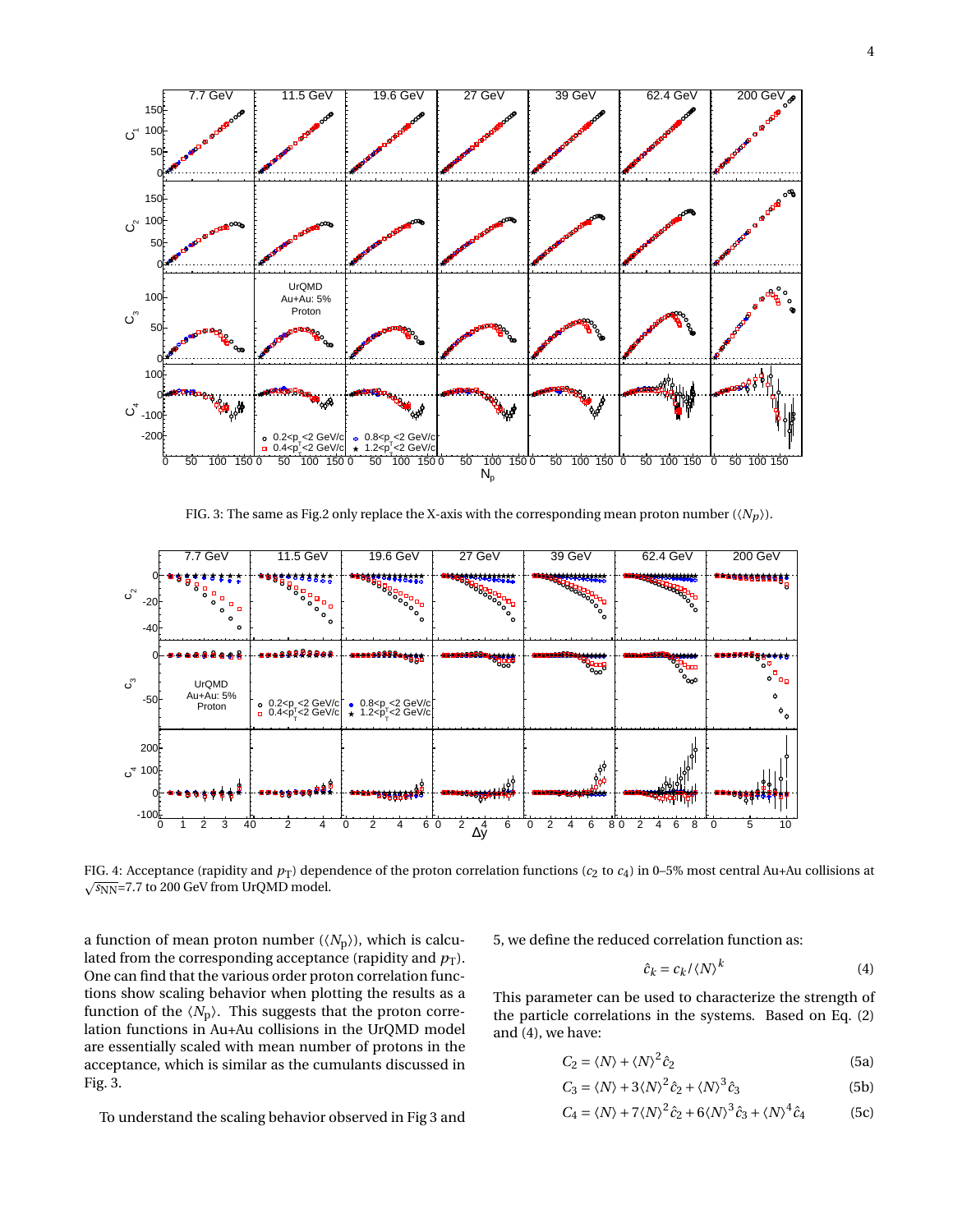FIG. 3: The same as Fig.2 only replace the X-axis with the corresponding mean proton number ($\langle N_p \rangle$).

FIG. 4: Acceptance (rapidity and $p_T$) dependence of the proton correlation functions ($c_2$ to $c_4$) in 0–5% most central Au+Au collisions at $\sqrt{s_{NN}}$=7.7 to 200 GeV from UrQMD model.

a function of mean proton number ($\langle N_p \rangle$), which is calculated from the corresponding acceptance (rapidity and $p_T$). One can find that the various order proton correlation functions show scaling behavior when plotting the results as a function of the $\langle N_p \rangle$. This suggests that the proton correlation functions in Au+Au collisions in the UrQMD model are essentially scaled with mean number of protons in the acceptance, which is similar as the cumulants discussed in Fig. 3.

To understand the scaling behavior observed in Fig 3 and 5, we define the reduced correlation function as:

$$\hat{c}_k = c_k / \langle N \rangle^k \tag{4}$$

This parameter can be used to characterize the strength of the particle correlations in the systems. Based on Eq. (2) and (4), we have:

$$C_2 = \langle N \rangle + \langle N \rangle^2 \hat{c}_2 \tag{5a}$$

$$C_3 = \langle N \rangle + 3\langle N \rangle^2 \hat{c}_2 + \langle N \rangle^3 \hat{c}_3 \tag{5b}$$

$$C_4 = \langle N \rangle + 7\langle N \rangle^2 \hat{c}_2 + 6\langle N \rangle^3 \hat{c}_3 + \langle N \rangle^4 \hat{c}_4 \tag{5c}$$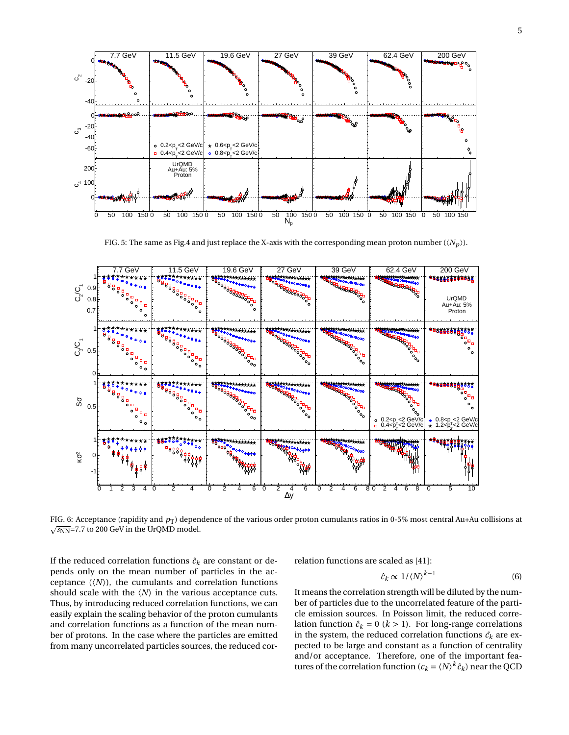FIG. 5: The same as Fig.4 and just replace the X-axis with the corresponding mean proton number ($\langle N_p \rangle$).

FIG. 6: Acceptance (rapidity and $p_T$) dependence of the various order proton cumulants ratios in 0-5% most central Au+Au collisions at $\sqrt{s_{\rm NN}}$=7.7 to 200 GeV in the UrQMD model.

If the reduced correlation functions $\hat{c}_k$ are constant or depends only on the mean number of particles in the acceptance ($\langle N \rangle$), the cumulants and correlation functions should scale with the $\langle N \rangle$ in the various acceptance cuts. Thus, by introducing reduced correlation functions, we can easily explain the scaling behavior of the proton cumulants and correlation functions as a function of the mean number of protons. In the case where the particles are emitted from many uncorrelated particles sources, the reduced correlation functions are scaled as [41]:

$$\hat{c}_k \propto 1/\langle N \rangle^{k-1} \tag{6}$$

It means the correlation strength will be diluted by the number of particles due to the uncorrelated feature of the particle emission sources. In Poisson limit, the reduced correlation function $\hat{c}_k = 0$ ($k > 1$). For long-range correlations in the system, the reduced correlation functions $\hat{c}_k$ are expected to be large and constant as a function of centrality and/or acceptance. Therefore, one of the important features of the correlation function ($c_k = \langle N \rangle^k \hat{c}_k$) near the QCD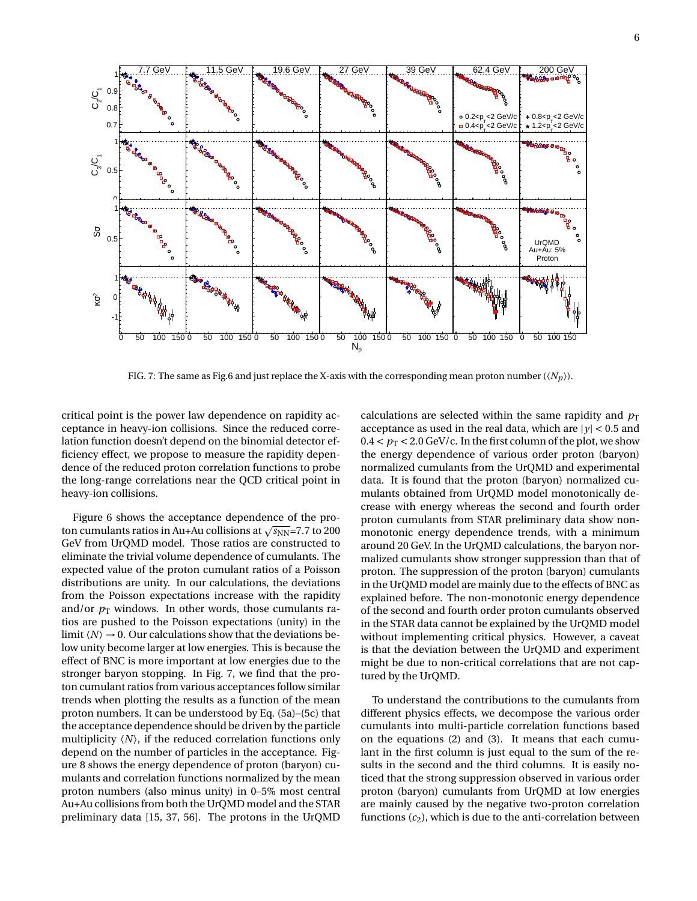FIG. 7: The same as Fig.6 and just replace the X-axis with the corresponding mean proton number ($\langle N_p \rangle$).

critical point is the power law dependence on rapidity acceptance in heavy-ion collisions. Since the reduced correlation function doesn't depend on the binomial detector efficiency effect, we propose to measure the rapidity dependence of the reduced proton correlation functions to probe the long-range correlations near the QCD critical point in heavy-ion collisions.

Figure 6 shows the acceptance dependence of the proton cumulants ratios in Au+Au collisions at $\sqrt{s_{\rm NN}}$=7.7 to 200 GeV from UrQMD model. Those ratios are constructed to eliminate the trivial volume dependence of cumulants. The expected value of the proton cumulant ratios of a Poisson distributions are unity. In our calculations, the deviations from the Poisson expectations increase with the rapidity and/or $p_{\rm T}$ windows. In other words, those cumulants ratios are pushed to the Poisson expectations (unity) in the limit $\langle N \rangle \to 0$. Our calculations show that the deviations below unity become larger at low energies. This is because the effect of BNC is more important at low energies due to the stronger baryon stopping. In Fig. 7, we find that the proton cumulant ratios from various acceptances follow similar trends when plotting the results as a function of the mean proton numbers. It can be understood by Eq. (5a)–(5c) that the acceptance dependence should be driven by the particle multiplicity $\langle N \rangle$, if the reduced correlation functions only depend on the number of particles in the acceptance. Figure 8 shows the energy dependence of proton (baryon) cumulants and correlation functions normalized by the mean proton numbers (also minus unity) in 0–5% most central Au+Au collisions from both the UrQMD model and the STAR preliminary data [15, 37, 56]. The protons in the UrQMD calculations are selected within the same rapidity and $p_{\rm T}$ acceptance as used in the real data, which are $|y| < 0.5$ and $0.4 < p_{\rm T} < 2.0$ GeV/c. In the first column of the plot, we show the energy dependence of various order proton (baryon) normalized cumulants from the UrQMD and experimental data. It is found that the proton (baryon) normalized cumulants obtained from UrQMD model monotonically decrease with energy whereas the second and fourth order proton cumulants from STAR preliminary data show non-monotonic energy dependence trends, with a minimum around 20 GeV. In the UrQMD calculations, the baryon normalized cumulants show stronger suppression than that of proton. The suppression of the proton (baryon) cumulants in the UrQMD model are mainly due to the effects of BNC as explained before. The non-monotonic energy dependence of the second and fourth order proton cumulants observed in the STAR data cannot be explained by the UrQMD model without implementing critical physics. However, a caveat is that the deviation between the UrQMD and experiment might be due to non-critical correlations that are not captured by the UrQMD.

To understand the contributions to the cumulants from different physics effects, we decompose the various order cumulants into multi-particle correlation functions based on the equations (2) and (3). It means that each cumulant in the first column is just equal to the sum of the results in the second and the third columns. It is easily noticed that the strong suppression observed in various order proton (baryon) cumulants from UrQMD at low energies are mainly caused by the negative two-proton correlation functions ($c_2$), which is due to the anti-correlation between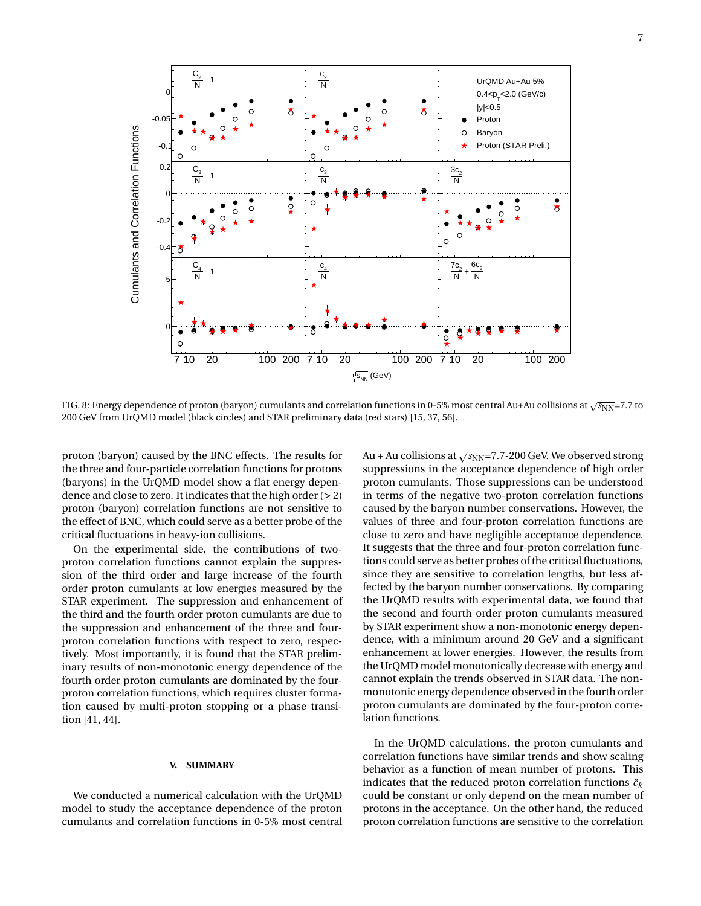Cumulants and Correlation Functions

$\frac{C_2}{N} - 1$

$\frac{c_2}{N}$

UrQMD Au+Au 5%

$0.4<p_T<2.0$ (GeV/c)

$|y|<0.5$

Proton

Baryon

Proton (STAR Preli.)

$\frac{C_3}{N} - 1$

$\frac{c_3}{N}$

$\frac{3c_2}{N}$

$\frac{C_4}{N} - 1$

$\frac{c_4}{N}$

$\frac{7c_2}{N} + \frac{6c_3}{N}$

0

-0.05

-0.1

0.2

0

-0.2

-0.4

5

0

7 10 20 100 200

$\sqrt{s_{NN}}$ (GeV)

FIG. 8: Energy dependence of proton (baryon) cumulants and correlation functions in 0-5% most central Au+Au collisions at $\sqrt{s_{NN}}$=7.7 to 200 GeV from UrQMD model (black circles) and STAR preliminary data (red stars) [15, 37, 56].

proton (baryon) caused by the BNC effects. The results for the three and four-particle correlation functions for protons (baryons) in the UrQMD model show a flat energy dependence and close to zero. It indicates that the high order (> 2) proton (baryon) correlation functions are not sensitive to the effect of BNC, which could serve as a better probe of the critical fluctuations in heavy-ion collisions.

On the experimental side, the contributions of two-proton correlation functions cannot explain the suppression of the third order and large increase of the fourth order proton cumulants at low energies measured by the STAR experiment. The suppression and enhancement of the third and the fourth order proton cumulants are due to the suppression and enhancement of the three and four-proton correlation functions with respect to zero, respectively. Most importantly, it is found that the STAR preliminary results of non-monotonic energy dependence of the fourth order proton cumulants are dominated by the four-proton correlation functions, which requires cluster formation caused by multi-proton stopping or a phase transition [41, 44].

## V. SUMMARY

We conducted a numerical calculation with the UrQMD model to study the acceptance dependence of the proton cumulants and correlation functions in 0-5% most central Au + Au collisions at $\sqrt{s_{NN}}$=7.7-200 GeV. We observed strong suppressions in the acceptance dependence of high order proton cumulants. Those suppressions can be understood in terms of the negative two-proton correlation functions caused by the baryon number conservations. However, the values of three and four-proton correlation functions are close to zero and have negligible acceptance dependence. It suggests that the three and four-proton correlation functions could serve as better probes of the critical fluctuations, since they are sensitive to correlation lengths, but less affected by the baryon number conservations. By comparing the UrQMD results with experimental data, we found that the second and fourth order proton cumulants measured by STAR experiment show a non-monotonic energy dependence, with a minimum around 20 GeV and a significant enhancement at lower energies. However, the results from the UrQMD model monotonically decrease with energy and cannot explain the trends observed in STAR data. The non-monotonic energy dependence observed in the fourth order proton cumulants are dominated by the four-proton correlation functions.

In the UrQMD calculations, the proton cumulants and correlation functions have similar trends and show scaling behavior as a function of mean number of protons. This indicates that the reduced proton correlation functions $\hat{c}_k$ could be constant or only depend on the mean number of protons in the acceptance. On the other hand, the reduced proton correlation functions are sensitive to the correlation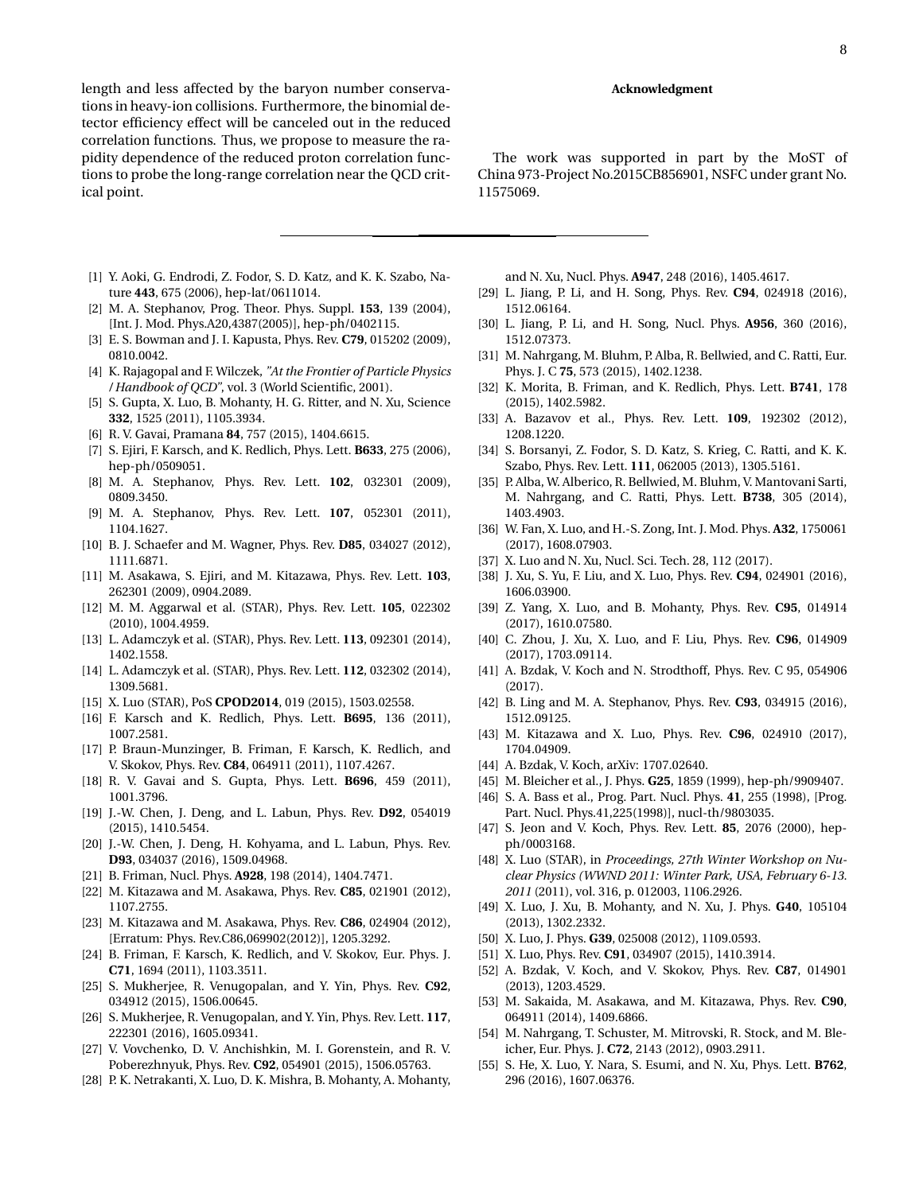length and less affected by the baryon number conservations in heavy-ion collisions. Furthermore, the binomial detector efficiency effect will be canceled out in the reduced correlation functions. Thus, we propose to measure the rapidity dependence of the reduced proton correlation functions to probe the long-range correlation near the QCD critical point.

**Acknowledgment**

The work was supported in part by the MoST of China 973-Project No.2015CB856901, NSFC under grant No. 11575069.

---

[1] Y. Aoki, G. Endrodi, Z. Fodor, S. D. Katz, and K. K. Szabo, Nature **443**, 675 (2006), hep-lat/0611014.

[2] M. A. Stephanov, Prog. Theor. Phys. Suppl. **153**, 139 (2004), [Int. J. Mod. Phys.A20,4387(2005)], hep-ph/0402115.

[3] E. S. Bowman and J. I. Kapusta, Phys. Rev. **C79**, 015202 (2009), 0810.0042.

[4] K. Rajagopal and F. Wilczek, *"At the Frontier of Particle Physics / Handbook of QCD"*, vol. 3 (World Scientific, 2001).

[5] S. Gupta, X. Luo, B. Mohanty, H. G. Ritter, and N. Xu, Science **332**, 1525 (2011), 1105.3934.

[6] R. V. Gavai, Pramana **84**, 757 (2015), 1404.6615.

[7] S. Ejiri, F. Karsch, and K. Redlich, Phys. Lett. **B633**, 275 (2006), hep-ph/0509051.

[8] M. A. Stephanov, Phys. Rev. Lett. **102**, 032301 (2009), 0809.3450.

[9] M. A. Stephanov, Phys. Rev. Lett. **107**, 052301 (2011), 1104.1627.

[10] B. J. Schaefer and M. Wagner, Phys. Rev. **D85**, 034027 (2012), 1111.6871.

[11] M. Asakawa, S. Ejiri, and M. Kitazawa, Phys. Rev. Lett. **103**, 262301 (2009), 0904.2089.

[12] M. M. Aggarwal et al. (STAR), Phys. Rev. Lett. **105**, 022302 (2010), 1004.4959.

[13] L. Adamczyk et al. (STAR), Phys. Rev. Lett. **113**, 092301 (2014), 1402.1558.

[14] L. Adamczyk et al. (STAR), Phys. Rev. Lett. **112**, 032302 (2014), 1309.5681.

[15] X. Luo (STAR), PoS **CPOD2014**, 019 (2015), 1503.02558.

[16] F. Karsch and K. Redlich, Phys. Lett. **B695**, 136 (2011), 1007.2581.

[17] P. Braun-Munzinger, B. Friman, F. Karsch, K. Redlich, and V. Skokov, Phys. Rev. **C84**, 064911 (2011), 1107.4267.

[18] R. V. Gavai and S. Gupta, Phys. Lett. **B696**, 459 (2011), 1001.3796.

[19] J.-W. Chen, J. Deng, and L. Labun, Phys. Rev. **D92**, 054019 (2015), 1410.5454.

[20] J.-W. Chen, J. Deng, H. Kohyama, and L. Labun, Phys. Rev. **D93**, 034037 (2016), 1509.04968.

[21] B. Friman, Nucl. Phys. **A928**, 198 (2014), 1404.7471.

[22] M. Kitazawa and M. Asakawa, Phys. Rev. **C85**, 021901 (2012), 1107.2755.

[23] M. Kitazawa and M. Asakawa, Phys. Rev. **C86**, 024904 (2012), [Erratum: Phys. Rev.C86,069902(2012)], 1205.3292.

[24] B. Friman, F. Karsch, K. Redlich, and V. Skokov, Eur. Phys. J. **C71**, 1694 (2011), 1103.3511.

[25] S. Mukherjee, R. Venugopalan, and Y. Yin, Phys. Rev. **C92**, 034912 (2015), 1506.00645.

[26] S. Mukherjee, R. Venugopalan, and Y. Yin, Phys. Rev. Lett. **117**, 222301 (2016), 1605.09341.

[27] V. Vovchenko, D. V. Anchishkin, M. I. Gorenstein, and R. V. Poberezhnyuk, Phys. Rev. **C92**, 054901 (2015), 1506.05763.

[28] P. K. Netrakanti, X. Luo, D. K. Mishra, B. Mohanty, A. Mohanty, and N. Xu, Nucl. Phys. **A947**, 248 (2016), 1405.4617.

[29] L. Jiang, P. Li, and H. Song, Phys. Rev. **C94**, 024918 (2016), 1512.06164.

[30] L. Jiang, P. Li, and H. Song, Nucl. Phys. **A956**, 360 (2016), 1512.07373.

[31] M. Nahrgang, M. Bluhm, P. Alba, R. Bellwied, and C. Ratti, Eur. Phys. J. C **75**, 573 (2015), 1402.1238.

[32] K. Morita, B. Friman, and K. Redlich, Phys. Lett. **B741**, 178 (2015), 1402.5982.

[33] A. Bazavov et al., Phys. Rev. Lett. **109**, 192302 (2012), 1208.1220.

[34] S. Borsanyi, Z. Fodor, S. D. Katz, S. Krieg, C. Ratti, and K. K. Szabo, Phys. Rev. Lett. **111**, 062005 (2013), 1305.5161.

[35] P. Alba, W. Alberico, R. Bellwied, M. Bluhm, V. Mantovani Sarti, M. Nahrgang, and C. Ratti, Phys. Lett. **B738**, 305 (2014), 1403.4903.

[36] W. Fan, X. Luo, and H.-S. Zong, Int. J. Mod. Phys. **A32**, 1750061 (2017), 1608.07903.

[37] X. Luo and N. Xu, Nucl. Sci. Tech. 28, 112 (2017).

[38] J. Xu, S. Yu, F. Liu, and X. Luo, Phys. Rev. **C94**, 024901 (2016), 1606.03900.

[39] Z. Yang, X. Luo, and B. Mohanty, Phys. Rev. **C95**, 014914 (2017), 1610.07580.

[40] C. Zhou, J. Xu, X. Luo, and F. Liu, Phys. Rev. **C96**, 014909 (2017), 1703.09114.

[41] A. Bzdak, V. Koch and N. Strodthoff, Phys. Rev. C 95, 054906 (2017).

[42] B. Ling and M. A. Stephanov, Phys. Rev. **C93**, 034915 (2016), 1512.09125.

[43] M. Kitazawa and X. Luo, Phys. Rev. **C96**, 024910 (2017), 1704.04909.

[44] A. Bzdak, V. Koch, arXiv: 1707.02640.

[45] M. Bleicher et al., J. Phys. **G25**, 1859 (1999), hep-ph/9909407.

[46] S. A. Bass et al., Prog. Part. Nucl. Phys. **41**, 255 (1998), [Prog. Part. Nucl. Phys.41,225(1998)], nucl-th/9803035.

[47] S. Jeon and V. Koch, Phys. Rev. Lett. **85**, 2076 (2000), hep-ph/0003168.

[48] X. Luo (STAR), in *Proceedings, 27th Winter Workshop on Nuclear Physics (WWND 2011: Winter Park, USA, February 6-13. 2011* (2011), vol. 316, p. 012003, 1106.2926.

[49] X. Luo, J. Xu, B. Mohanty, and N. Xu, J. Phys. **G40**, 105104 (2013), 1302.2332.

[50] X. Luo, J. Phys. **G39**, 025008 (2012), 1109.0593.

[51] X. Luo, Phys. Rev. **C91**, 034907 (2015), 1410.3914.

[52] A. Bzdak, V. Koch, and V. Skokov, Phys. Rev. **C87**, 014901 (2013), 1203.4529.

[53] M. Sakaida, M. Asakawa, and M. Kitazawa, Phys. Rev. **C90**, 064911 (2014), 1409.6866.

[54] M. Nahrgang, T. Schuster, M. Mitrovski, R. Stock, and M. Bleicher, Eur. Phys. J. **C72**, 2143 (2012), 0903.2911.

[55] S. He, X. Luo, Y. Nara, S. Esumi, and N. Xu, Phys. Lett. **B762**, 296 (2016), 1607.06376.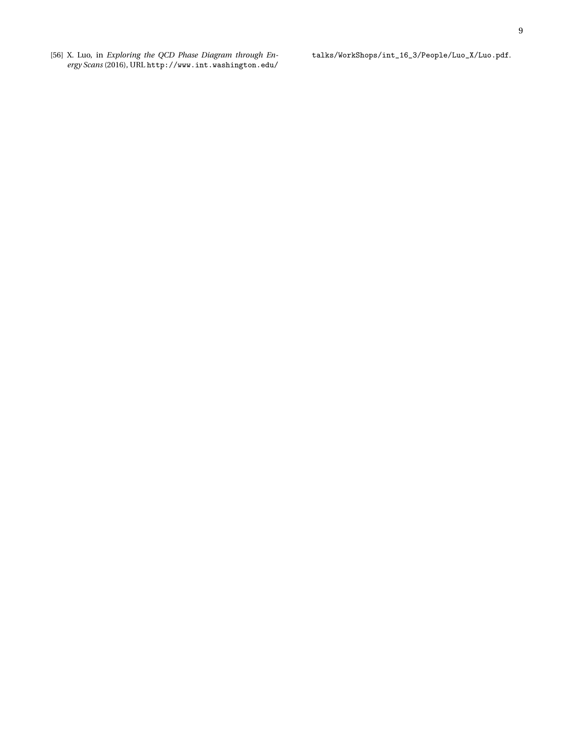[56] X. Luo, in *Exploring the QCD Phase Diagram through Energy Scans* (2016), URL http://www.int.washington.edu/talks/WorkShops/int_16_3/People/Luo_X/Luo.pdf.